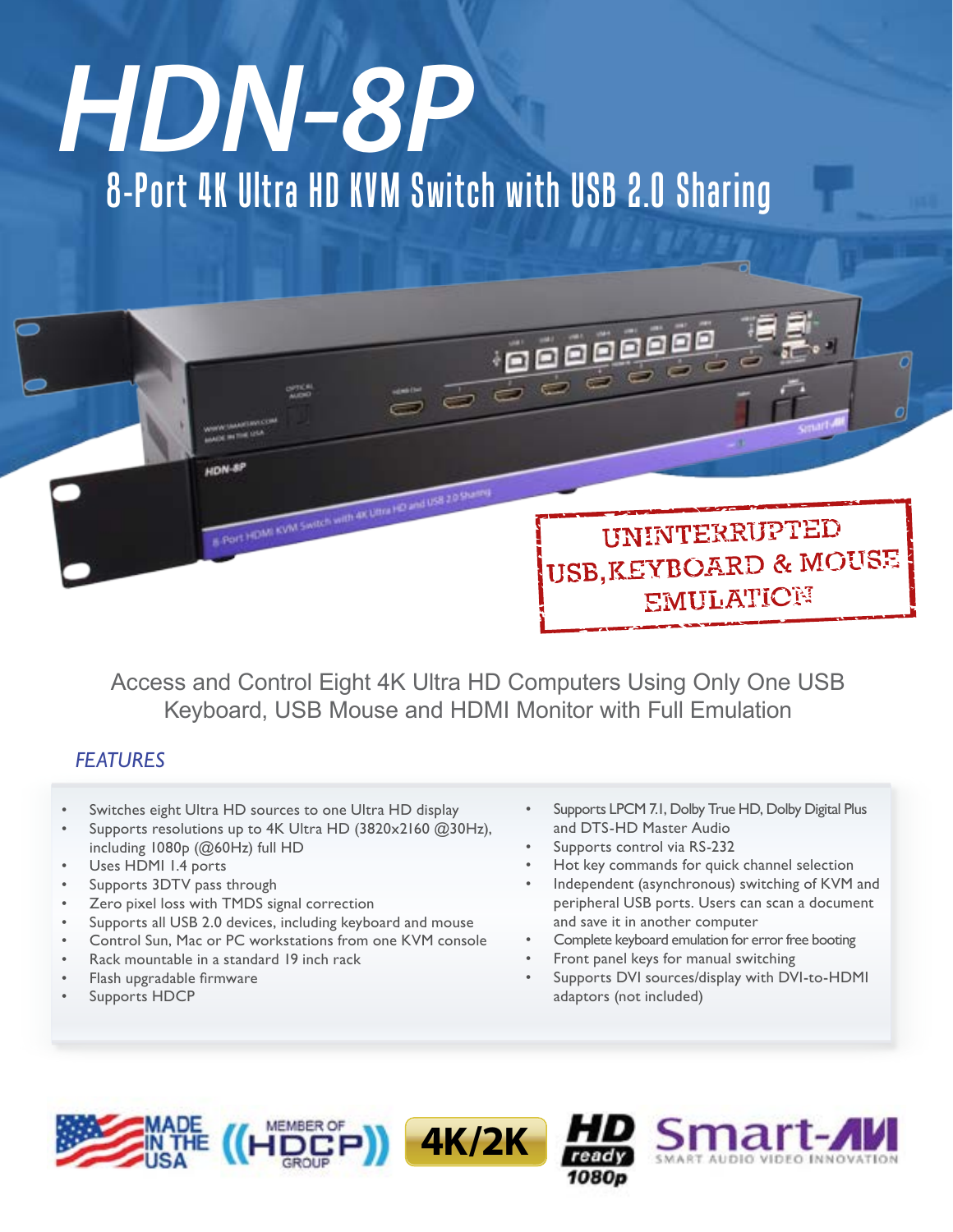# HDN-8P

## 8-Port 4K Ultra HD KVM Switch with USB 2.0 Sharing

UNINTERRUPTED USB, KEYBOARD & MOUSE EMULATION

Access and Control Eight 4K Ultra HD Computers Using Only One USB Keyboard, USB Mouse and HDMI Monitor with Full Emulation

### *FEATURES*

- Switches eight Ultra HD sources to one Ultra HD display
- Supports resolutions up to 4K Ultra HD (3820x2160 @30Hz), including 1080p (@60Hz) full HD
- Uses HDMI 1.4 ports
- Supports 3DTV pass through
- Zero pixel loss with TMDS signal correction
- Supports all USB 2.0 devices, including keyboard and mouse
- Control Sun, Mac or PC workstations from one KVM console
- Rack mountable in a standard 19 inch rack
- Flash upgradable firmware
- Supports HDCP
- Supports LPCM 7.1, Dolby True HD, Dolby Digital Plus and DTS-HD Master Audio
- Supports control via RS-232
- Hot key commands for quick channel selection
- Independent (asynchronous) switching of KVM and peripheral USB ports. Users can scan a document and save it in another computer
- Complete keyboard emulation for error free booting
- Front panel keys for manual switching
- Supports DVI sources/display with DVI-to-HDMI adaptors (not included)

MADE IN THE USA | MEMBER OF HDCP GROUP | 4K/2K | HD ready 1080p | Smart-AVI SMART AUDIO VIDEO INNOVATION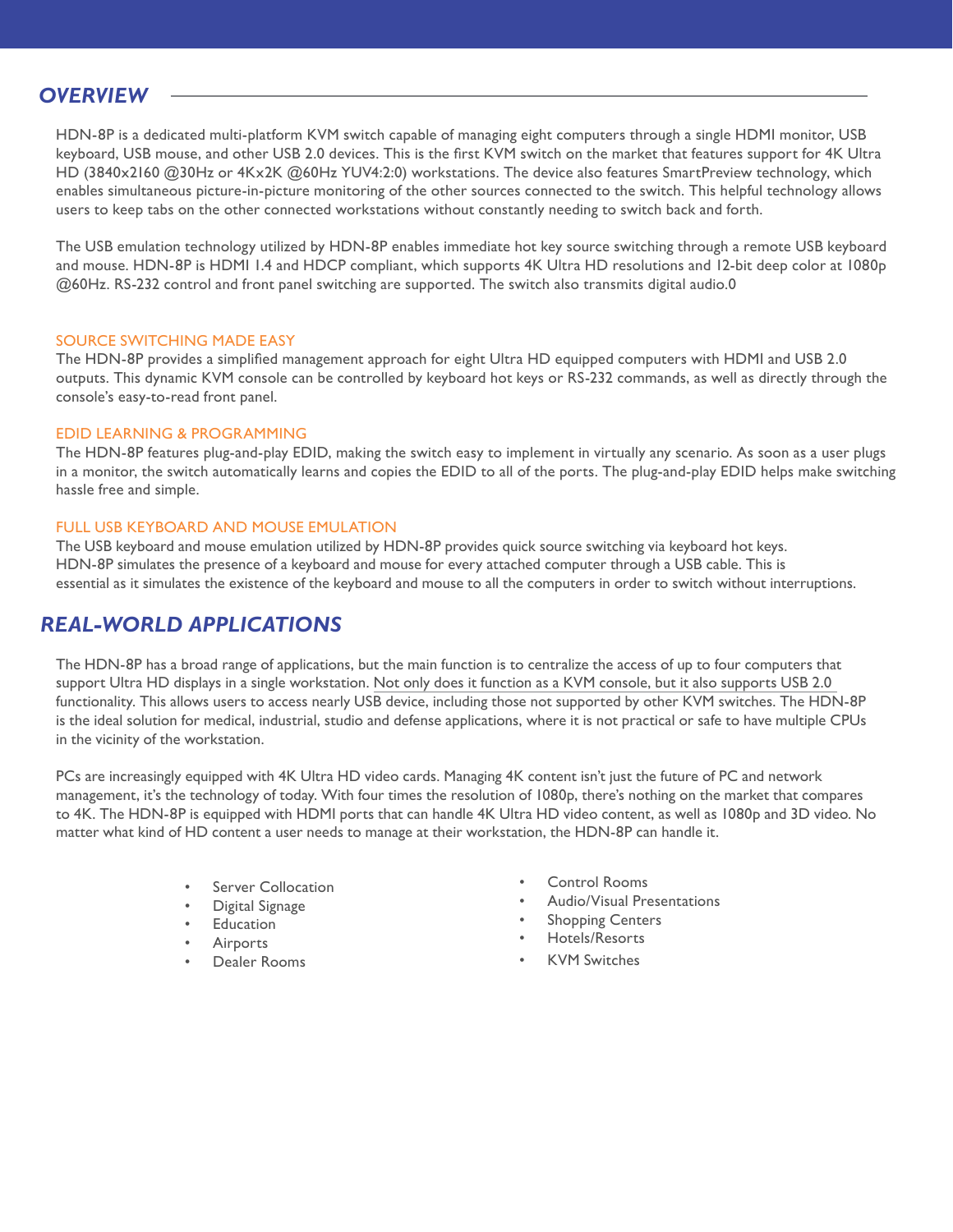## *OVERVIEW*

HDN-8P is a dedicated multi-platform KVM switch capable of managing eight computers through a single HDMI monitor, USB keyboard, USB mouse, and other USB 2.0 devices. This is the first KVM switch on the market that features support for 4K Ultra HD (3840x2160 @30Hz or 4Kx2K @60Hz YUV4:2:0) workstations. The device also features SmartPreview technology, which enables simultaneous picture-in-picture monitoring of the other sources connected to the switch. This helpful technology allows users to keep tabs on the other connected workstations without constantly needing to switch back and forth.

The USB emulation technology utilized by HDN-8P enables immediate hot key source switching through a remote USB keyboard and mouse. HDN-8P is HDMI 1.4 and HDCP compliant, which supports 4K Ultra HD resolutions and 12-bit deep color at 1080p @60Hz. RS-232 control and front panel switching are supported. The switch also transmits digital audio.0

### SOURCE SWITCHING MADE EASY

The HDN-8P provides a simplified management approach for eight Ultra HD equipped computers with HDMI and USB 2.0 outputs. This dynamic KVM console can be controlled by keyboard hot keys or RS-232 commands, as well as directly through the console's easy-to-read front panel.

### EDID LEARNING & PROGRAMMING

The HDN-8P features plug-and-play EDID, making the switch easy to implement in virtually any scenario. As soon as a user plugs in a monitor, the switch automatically learns and copies the EDID to all of the ports. The plug-and-play EDID helps make switching hassle free and simple.

### FULL USB KEYBOARD AND MOUSE EMULATION

The USB keyboard and mouse emulation utilized by HDN-8P provides quick source switching via keyboard hot keys. HDN-8P simulates the presence of a keyboard and mouse for every attached computer through a USB cable. This is essential as it simulates the existence of the keyboard and mouse to all the computers in order to switch without interruptions.

## *REAL-WORLD APPLICATIONS*

The HDN-8P has a broad range of applications, but the main function is to centralize the access of up to four computers that support Ultra HD displays in a single workstation. Not only does it function as a KVM console, but it also supports USB 2.0 functionality. This allows users to access nearly USB device, including those not supported by other KVM switches. The HDN-8P is the ideal solution for medical, industrial, studio and defense applications, where it is not practical or safe to have multiple CPUs in the vicinity of the workstation.

PCs are increasingly equipped with 4K Ultra HD video cards. Managing 4K content isn't just the future of PC and network management, it's the technology of today. With four times the resolution of 1080p, there's nothing on the market that compares to 4K. The HDN-8P is equipped with HDMI ports that can handle 4K Ultra HD video content, as well as 1080p and 3D video. No matter what kind of HD content a user needs to manage at their workstation, the HDN-8P can handle it.

- Server Collocation
- Digital Signage
- Education
- Airports
- Dealer Rooms
- Control Rooms
- Audio/Visual Presentations
- Shopping Centers
- Hotels/Resorts
- KVM Switches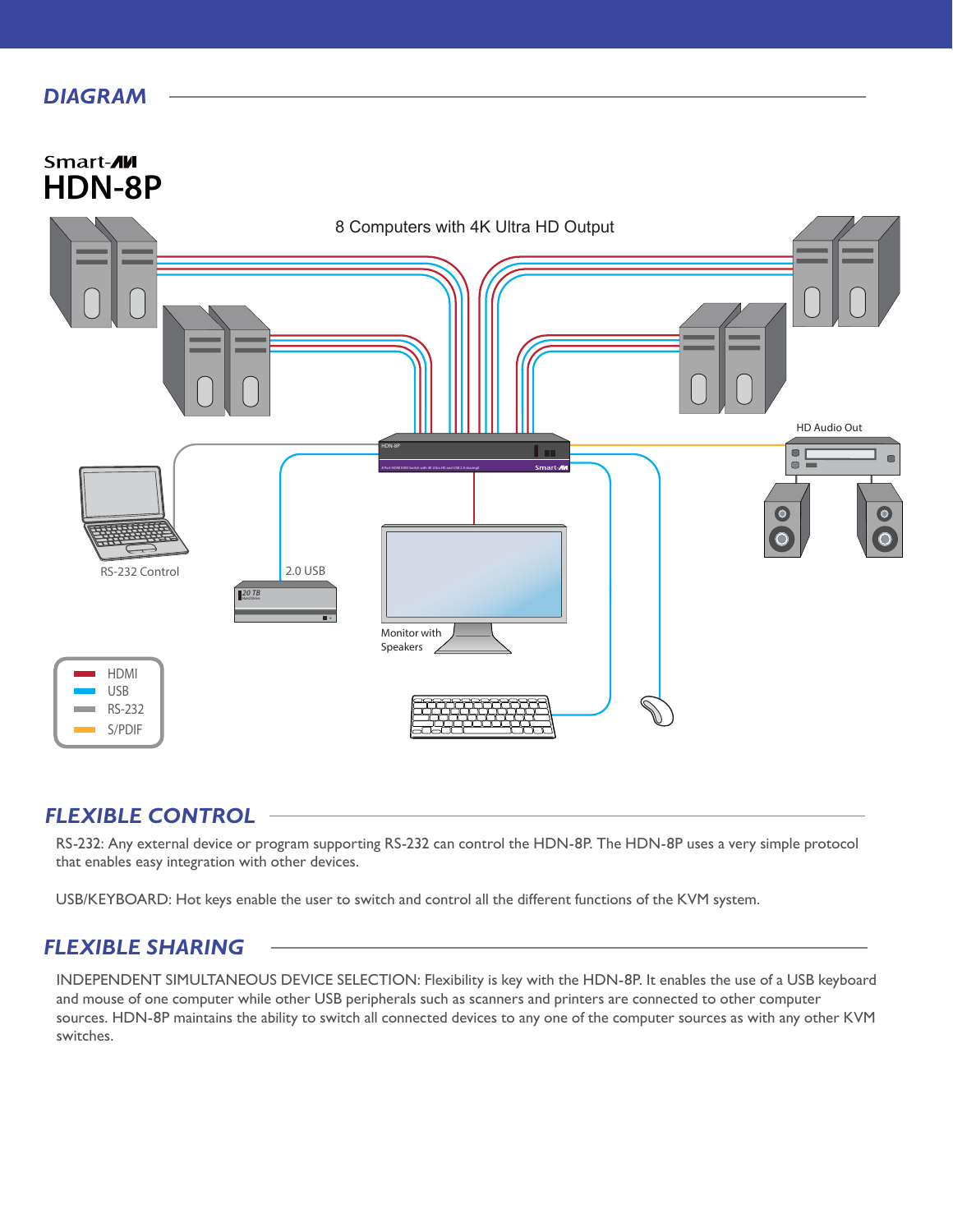## DIAGRAM

Smart-AVI

HDN-8P

8 Computers with 4K Ultra HD Output

HD Audio Out

RS-232 Control

2.0 USB

Monitor with Speakers

- HDMI
- USB
- RS-232
- S/PDIF

## FLEXIBLE CONTROL

RS-232: Any external device or program supporting RS-232 can control the HDN-8P. The HDN-8P uses a very simple protocol that enables easy integration with other devices.

USB/KEYBOARD: Hot keys enable the user to switch and control all the different functions of the KVM system.

## FLEXIBLE SHARING

INDEPENDENT SIMULTANEOUS DEVICE SELECTION: Flexibility is key with the HDN-8P. It enables the use of a USB keyboard and mouse of one computer while other USB peripherals such as scanners and printers are connected to other computer sources. HDN-8P maintains the ability to switch all connected devices to any one of the computer sources as with any other KVM switches.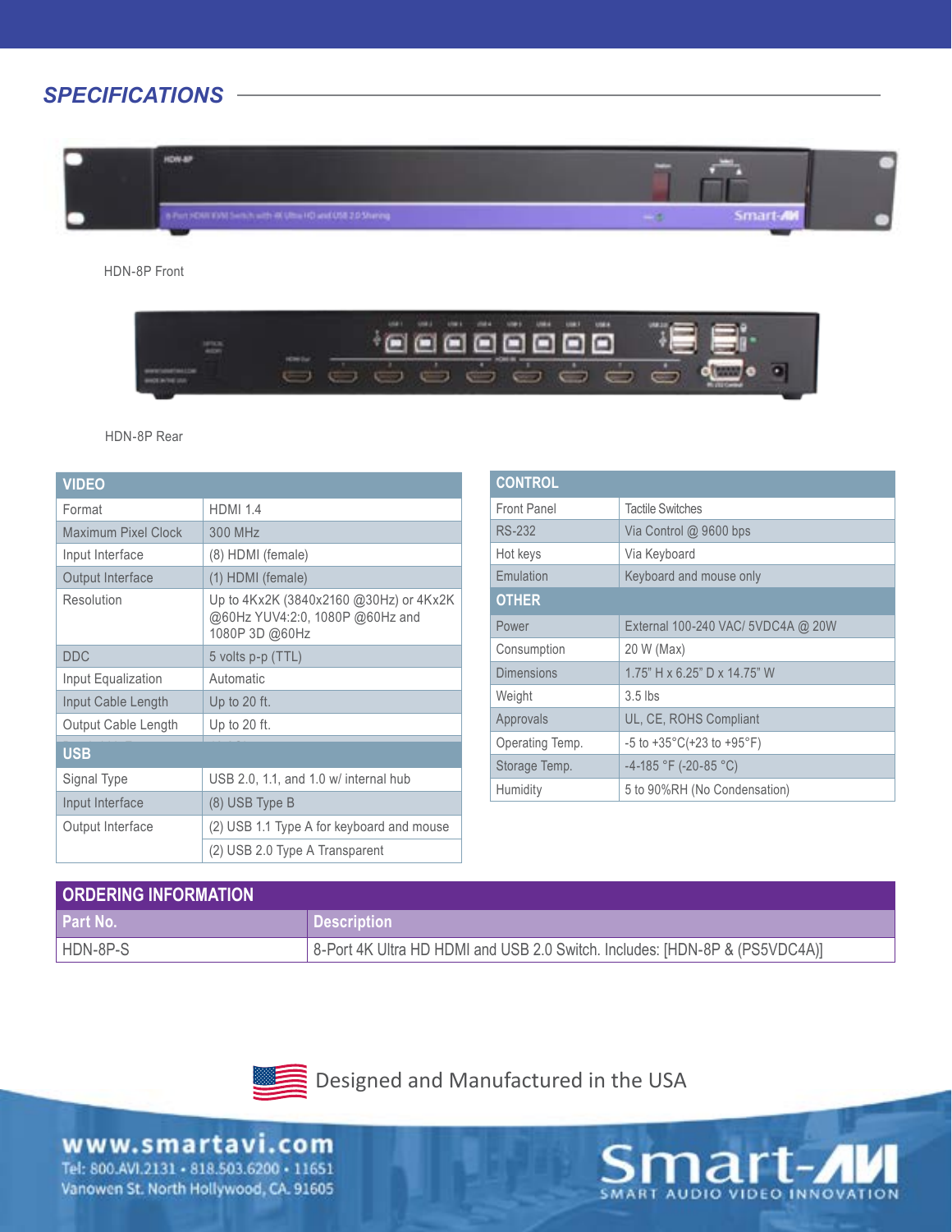## SPECIFICATIONS

HDN-8P Front

HDN-8P Rear

| VIDEO | |
|---|---|
| Format | HDMI 1.4 |
| Maximum Pixel Clock | 300 MHz |
| Input Interface | (8) HDMI (female) |
| Output Interface | (1) HDMI (female) |
| Resolution | Up to 4Kx2K (3840x2160 @30Hz) or 4Kx2K @60Hz YUV4:2:0, 1080P @60Hz and 1080P 3D @60Hz |
| DDC | 5 volts p-p (TTL) |
| Input Equalization | Automatic |
| Input Cable Length | Up to 20 ft. |
| Output Cable Length | Up to 20 ft. |
| **USB** | |
| Signal Type | USB 2.0, 1.1, and 1.0 w/ internal hub |
| Input Interface | (8) USB Type B |
| Output Interface | (2) USB 1.1 Type A for keyboard and mouse |
| | (2) USB 2.0 Type A Transparent |

| CONTROL | |
|---|---|
| Front Panel | Tactile Switches |
| RS-232 | Via Control @ 9600 bps |
| Hot keys | Via Keyboard |
| Emulation | Keyboard and mouse only |
| **OTHER** | |
| Power | External 100-240 VAC/ 5VDC4A @ 20W |
| Consumption | 20 W (Max) |
| Dimensions | 1.75" H x 6.25" D x 14.75" W |
| Weight | 3.5 lbs |
| Approvals | UL, CE, ROHS Compliant |
| Operating Temp. | -5 to +35°C(+23 to +95°F) |
| Storage Temp. | -4-185 °F (-20-85 °C) |
| Humidity | 5 to 90%RH (No Condensation) |

| ORDERING INFORMATION | |
|---|---|
| **Part No.** | **Description** |
| HDN-8P-S | 8-Port 4K Ultra HD HDMI and USB 2.0 Switch. Includes: [HDN-8P & (PS5VDC4A)] |

Designed and Manufactured in the USA

**www.smartavi.com**
Tel: 800.AVI.2131 • 818.503.6200 • 11651 Vanowen St. North Hollywood, CA. 91605

Smart-AVI
SMART AUDIO VIDEO INNOVATION